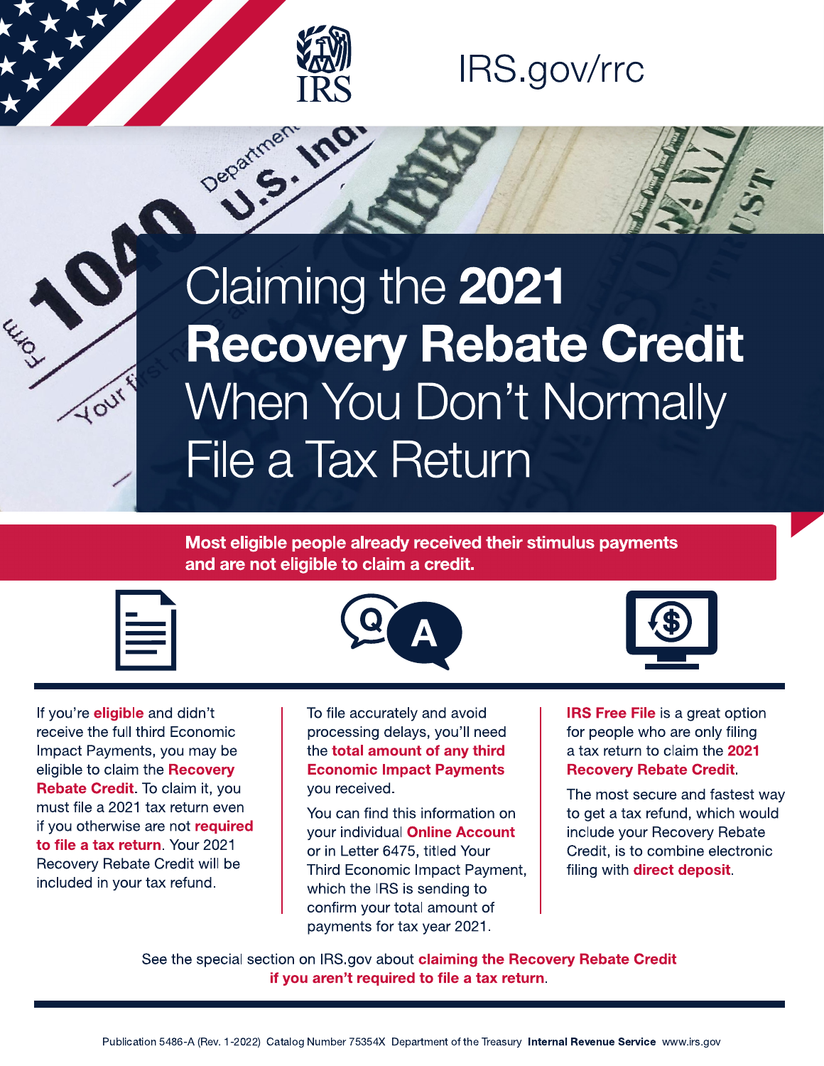IRS.gov/rrc

# Claiming the **2021 Recovery Rebate Credit** When You Don't Normally File a Tax Return

**Most eligible people already received their stimulus payments and are not eligible to claim a credit.**

If you're **eligible** and didn't receive the full third Economic Impact Payments, you may be eligible to claim the **Recovery Rebate Credit**. To claim it, you must file a 2021 tax return even if you otherwise are not **required to file a tax return**. Your 2021 Recovery Rebate Credit will be included in your tax refund.

To file accurately and avoid processing delays, you'll need the **total amount of any third Economic Impact Payments** you received.

You can find this information on your individual **Online Account** or in Letter 6475, titled Your Third Economic Impact Payment, which the IRS is sending to confirm your total amount of payments for tax year 2021.

**IRS Free File** is a great option for people who are only filing a tax return to claim the **2021 Recovery Rebate Credit**.

The most secure and fastest way to get a tax refund, which would include your Recovery Rebate Credit, is to combine electronic filing with **direct deposit**.

See the special section on IRS.gov about **claiming the Recovery Rebate Credit if you aren't required to file a tax return**.

Publication 5486-A (Rev. 1-2022) Catalog Number 75354X Department of the Treasury **Internal Revenue Service** www.irs.gov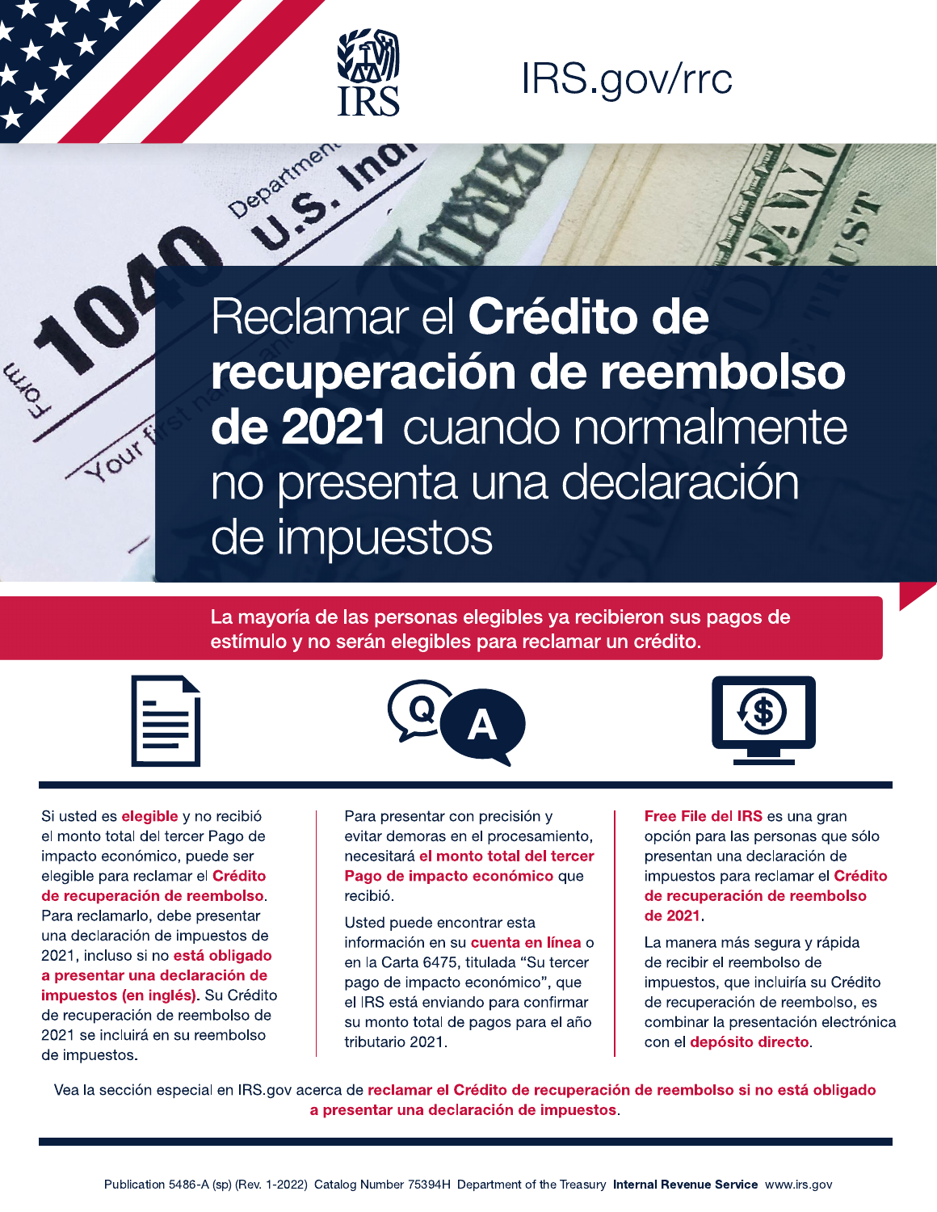IRS.gov/rrc

# Reclamar el **Crédito de recuperación de reembolso de 2021** cuando normalmente no presenta una declaración de impuestos

**La mayoría de las personas elegibles ya recibieron sus pagos de estímulo y no serán elegibles para reclamar un crédito.**

Si usted es **elegible** y no recibió el monto total del tercer Pago de impacto económico, puede ser elegible para reclamar el **Crédito de recuperación de reembolso**. Para reclamarlo, debe presentar una declaración de impuestos de 2021, incluso si no **está obligado a presentar una declaración de impuestos (en inglés)**. Su Crédito de recuperación de reembolso de 2021 se incluirá en su reembolso de impuestos.

Para presentar con precisión y evitar demoras en el procesamiento, necesitará **el monto total del tercer Pago de impacto económico** que recibió.

Usted puede encontrar esta información en su **cuenta en línea** o en la Carta 6475, titulada "Su tercer pago de impacto económico", que el IRS está enviando para confirmar su monto total de pagos para el año tributario 2021.

**Free File del IRS** es una gran opción para las personas que sólo presentan una declaración de impuestos para reclamar el **Crédito de recuperación de reembolso de 2021**.

La manera más segura y rápida de recibir el reembolso de impuestos, que incluiría su Crédito de recuperación de reembolso, es combinar la presentación electrónica con el **depósito directo**.

Vea la sección especial en IRS.gov acerca de **reclamar el Crédito de recuperación de reembolso si no está obligado a presentar una declaración de impuestos**.

Publication 5486-A (sp) (Rev. 1-2022) Catalog Number 75394H Department of the Treasury **Internal Revenue Service** www.irs.gov